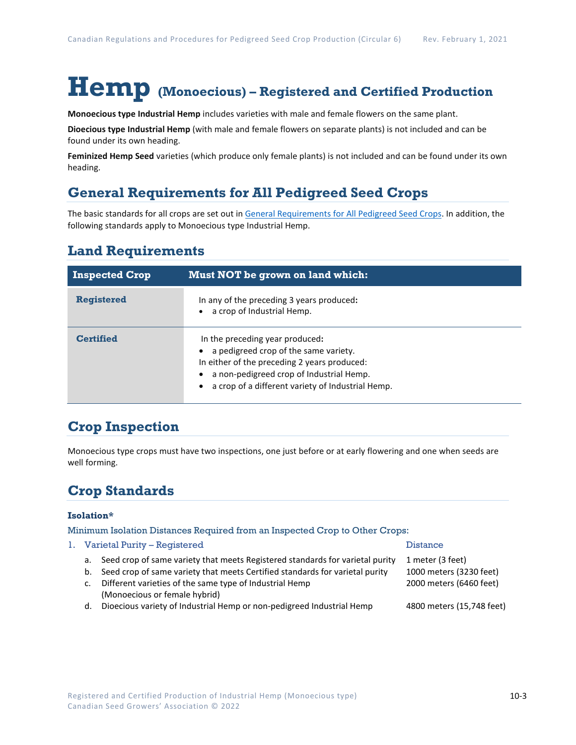# Hemp (Monoecious) – Registered and Certified Production

**Monoecious type Industrial Hemp** includes varieties with male and female flowers on the same plant.

**Dioecious type Industrial Hemp** (with male and female flowers on separate plants) is not included and can be found under its own heading.

**Feminized Hemp Seed** varieties (which produce only female plants) is not included and can be found under its own heading.

## General Requirements for All Pedigreed Seed Crops

The basic standards for all crops are set out in General Requirements for All Pedigreed Seed Crops. In addition, the following standards apply to Monoecious type Industrial Hemp.

## Land Requirements

| Inspected Crop | Must NOT be grown on land which: |
|---|---|
| **Registered** | In any of the preceding 3 years produced:<br>• a crop of Industrial Hemp. |
| **Certified** | In the preceding year produced:<br>• a pedigreed crop of the same variety.<br>In either of the preceding 2 years produced:<br>• a non-pedigreed crop of Industrial Hemp.<br>• a crop of a different variety of Industrial Hemp. |

## Crop Inspection

Monoecious type crops must have two inspections, one just before or at early flowering and one when seeds are well forming.

## Crop Standards

### Isolation*

Minimum Isolation Distances Required from an Inspected Crop to Other Crops:

| 1. Varietal Purity – Registered | Distance |
|---|---|
| a. Seed crop of same variety that meets Registered standards for varietal purity | 1 meter (3 feet) |
| b. Seed crop of same variety that meets Certified standards for varietal purity | 1000 meters (3230 feet) |
| c. Different varieties of the same type of Industrial Hemp (Monoecious or female hybrid) | 2000 meters (6460 feet) |
| d. Dioecious variety of Industrial Hemp or non-pedigreed Industrial Hemp | 4800 meters (15,748 feet) |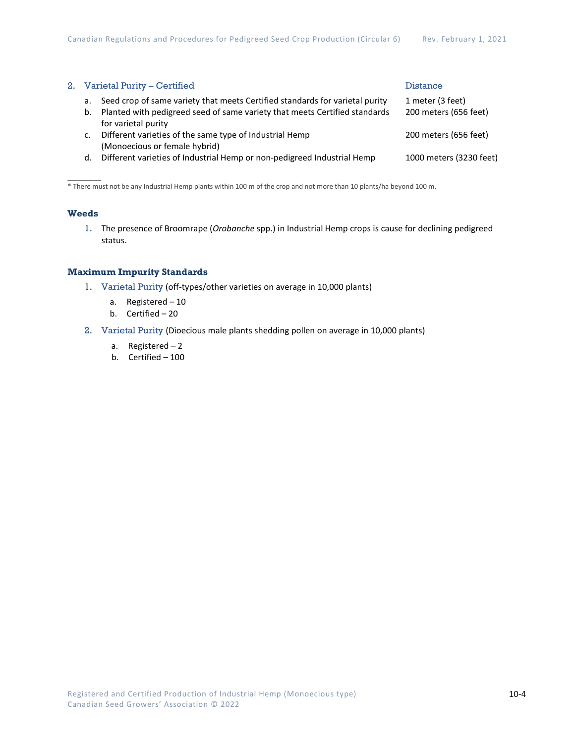| 2. Varietal Purity – Certified | Distance |
|---|---|
| a. Seed crop of same variety that meets Certified standards for varietal purity | 1 meter (3 feet) |
| b. Planted with pedigreed seed of same variety that meets Certified standards for varietal purity | 200 meters (656 feet) |
| c. Different varieties of the same type of Industrial Hemp (Monoecious or female hybrid) | 200 meters (656 feet) |
| d. Different varieties of Industrial Hemp or non-pedigreed Industrial Hemp | 1000 meters (3230 feet) |

\* There must not be any Industrial Hemp plants within 100 m of the crop and not more than 10 plants/ha beyond 100 m.

### Weeds

1. The presence of Broomrape (*Orobanche* spp.) in Industrial Hemp crops is cause for declining pedigreed status.

### Maximum Impurity Standards

1. Varietal Purity (off-types/other varieties on average in 10,000 plants)
   a. Registered – 10
   b. Certified – 20
2. Varietal Purity (Dioecious male plants shedding pollen on average in 10,000 plants)
   a. Registered – 2
   b. Certified – 100